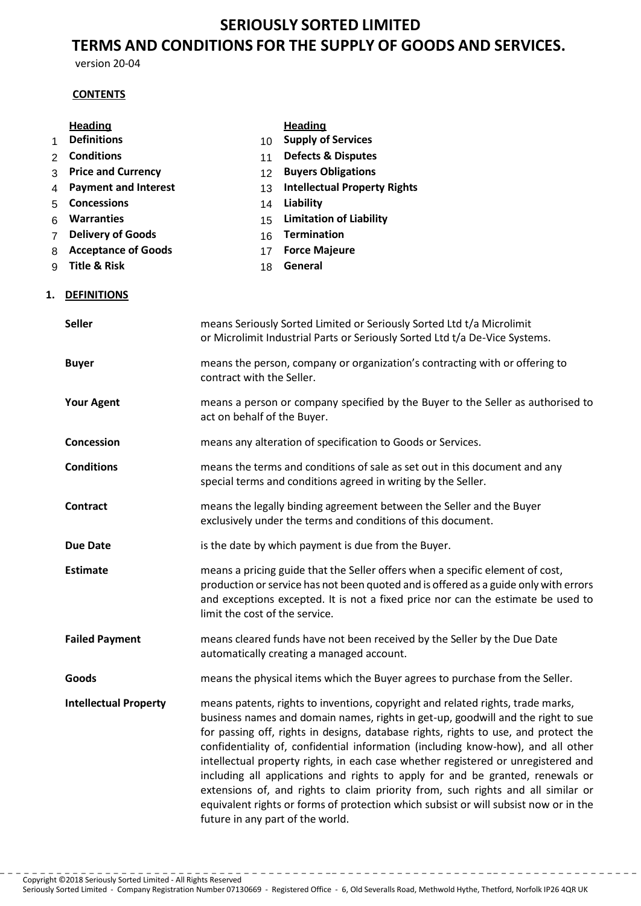# SERIOUSLY SORTED LIMITED

# TERMS AND CONDITIONS FOR THE SUPPLY OF GOODS AND SERVICES.

version 20-04

**CONTENTS**

| | Heading | | Heading |
|---|---|---|---|
| 1 | **Definitions** | 10 | **Supply of Services** |
| 2 | **Conditions** | 11 | **Defects & Disputes** |
| 3 | **Price and Currency** | 12 | **Buyers Obligations** |
| 4 | **Payment and Interest** | 13 | **Intellectual Property Rights** |
| 5 | **Concessions** | 14 | **Liability** |
| 6 | **Warranties** | 15 | **Limitation of Liability** |
| 7 | **Delivery of Goods** | 16 | **Termination** |
| 8 | **Acceptance of Goods** | 17 | **Force Majeure** |
| 9 | **Title & Risk** | 18 | **General** |

## 1. DEFINITIONS

**Seller** means Seriously Sorted Limited or Seriously Sorted Ltd t/a Microlimit or Microlimit Industrial Parts or Seriously Sorted Ltd t/a De-Vice Systems.

**Buyer** means the person, company or organization's contracting with or offering to contract with the Seller.

**Your Agent** means a person or company specified by the Buyer to the Seller as authorised to act on behalf of the Buyer.

**Concession** means any alteration of specification to Goods or Services.

**Conditions** means the terms and conditions of sale as set out in this document and any special terms and conditions agreed in writing by the Seller.

**Contract** means the legally binding agreement between the Seller and the Buyer exclusively under the terms and conditions of this document.

**Due Date** is the date by which payment is due from the Buyer.

**Estimate** means a pricing guide that the Seller offers when a specific element of cost, production or service has not been quoted and is offered as a guide only with errors and exceptions excepted. It is not a fixed price nor can the estimate be used to limit the cost of the service.

**Failed Payment** means cleared funds have not been received by the Seller by the Due Date automatically creating a managed account.

**Goods** means the physical items which the Buyer agrees to purchase from the Seller.

**Intellectual Property** means patents, rights to inventions, copyright and related rights, trade marks, business names and domain names, rights in get-up, goodwill and the right to sue for passing off, rights in designs, database rights, rights to use, and protect the confidentiality of, confidential information (including know-how), and all other intellectual property rights, in each case whether registered or unregistered and including all applications and rights to apply for and be granted, renewals or extensions of, and rights to claim priority from, such rights and all similar or equivalent rights or forms of protection which subsist or will subsist now or in the future in any part of the world.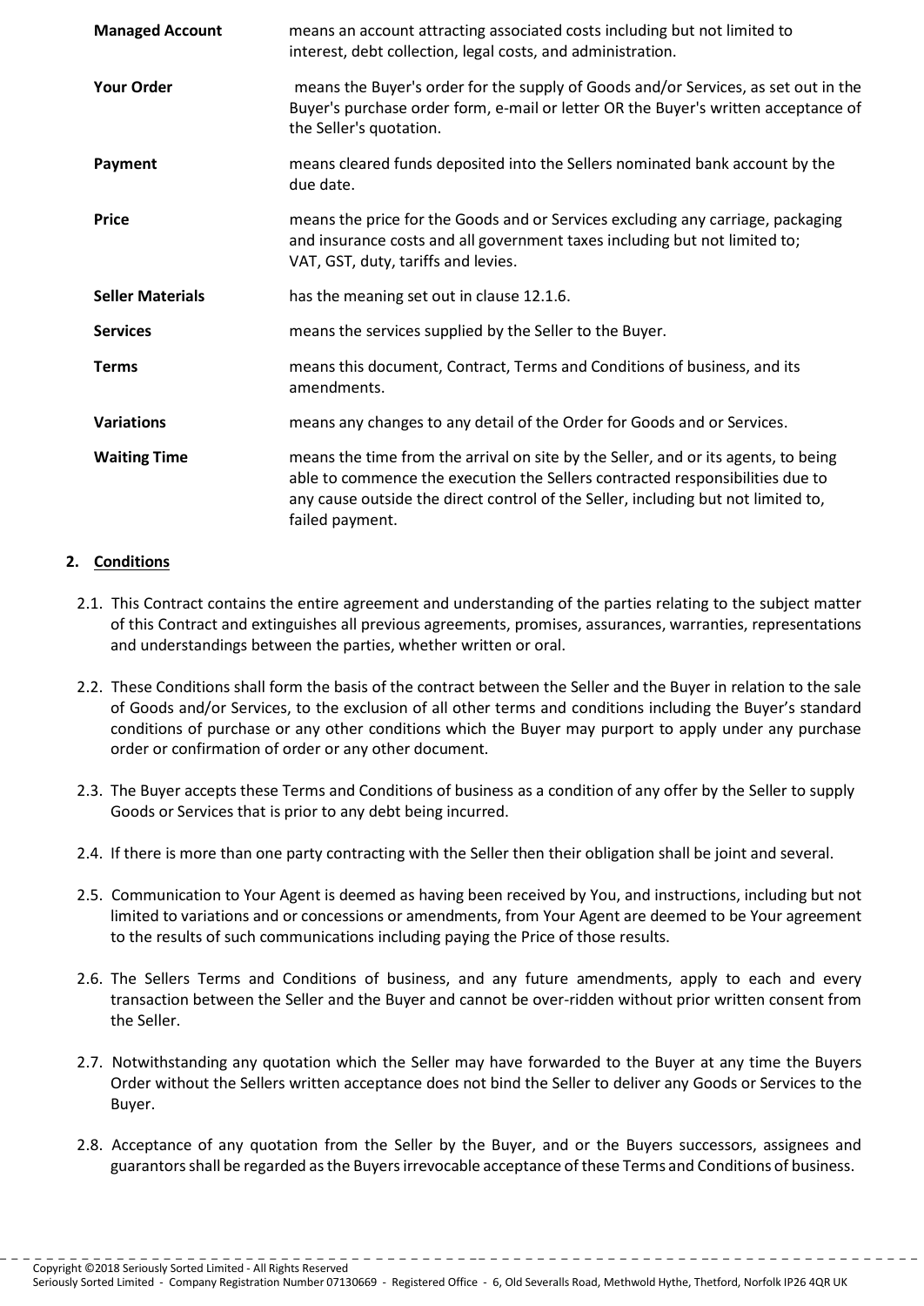| | |
|---|---|
| **Managed Account** | means an account attracting associated costs including but not limited to interest, debt collection, legal costs, and administration. |
| **Your Order** | means the Buyer's order for the supply of Goods and/or Services, as set out in the Buyer's purchase order form, e-mail or letter OR the Buyer's written acceptance of the Seller's quotation. |
| **Payment** | means cleared funds deposited into the Sellers nominated bank account by the due date. |
| **Price** | means the price for the Goods and or Services excluding any carriage, packaging and insurance costs and all government taxes including but not limited to; VAT, GST, duty, tariffs and levies. |
| **Seller Materials** | has the meaning set out in clause 12.1.6. |
| **Services** | means the services supplied by the Seller to the Buyer. |
| **Terms** | means this document, Contract, Terms and Conditions of business, and its amendments. |
| **Variations** | means any changes to any detail of the Order for Goods and or Services. |
| **Waiting Time** | means the time from the arrival on site by the Seller, and or its agents, to being able to commence the execution the Sellers contracted responsibilities due to any cause outside the direct control of the Seller, including but not limited to, failed payment. |

## 2. Conditions

2.1. This Contract contains the entire agreement and understanding of the parties relating to the subject matter of this Contract and extinguishes all previous agreements, promises, assurances, warranties, representations and understandings between the parties, whether written or oral.

2.2. These Conditions shall form the basis of the contract between the Seller and the Buyer in relation to the sale of Goods and/or Services, to the exclusion of all other terms and conditions including the Buyer's standard conditions of purchase or any other conditions which the Buyer may purport to apply under any purchase order or confirmation of order or any other document.

2.3. The Buyer accepts these Terms and Conditions of business as a condition of any offer by the Seller to supply Goods or Services that is prior to any debt being incurred.

2.4. If there is more than one party contracting with the Seller then their obligation shall be joint and several.

2.5. Communication to Your Agent is deemed as having been received by You, and instructions, including but not limited to variations and or concessions or amendments, from Your Agent are deemed to be Your agreement to the results of such communications including paying the Price of those results.

2.6. The Sellers Terms and Conditions of business, and any future amendments, apply to each and every transaction between the Seller and the Buyer and cannot be over-ridden without prior written consent from the Seller.

2.7. Notwithstanding any quotation which the Seller may have forwarded to the Buyer at any time the Buyers Order without the Sellers written acceptance does not bind the Seller to deliver any Goods or Services to the Buyer.

2.8. Acceptance of any quotation from the Seller by the Buyer, and or the Buyers successors, assignees and guarantors shall be regarded as the Buyers irrevocable acceptance of these Terms and Conditions of business.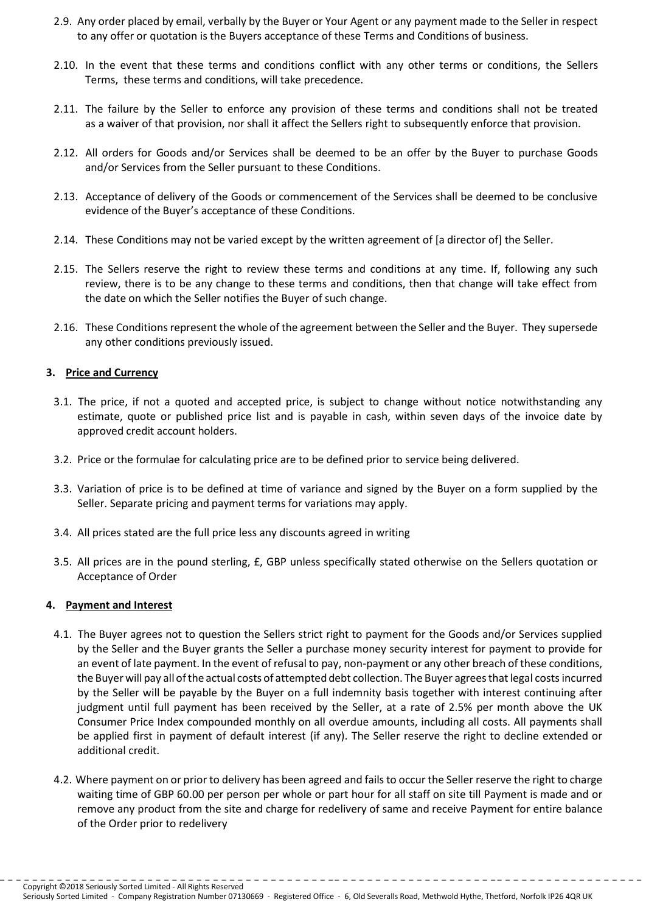2.9. Any order placed by email, verbally by the Buyer or Your Agent or any payment made to the Seller in respect to any offer or quotation is the Buyers acceptance of these Terms and Conditions of business.

2.10. In the event that these terms and conditions conflict with any other terms or conditions, the Sellers Terms, these terms and conditions, will take precedence.

2.11. The failure by the Seller to enforce any provision of these terms and conditions shall not be treated as a waiver of that provision, nor shall it affect the Sellers right to subsequently enforce that provision.

2.12. All orders for Goods and/or Services shall be deemed to be an offer by the Buyer to purchase Goods and/or Services from the Seller pursuant to these Conditions.

2.13. Acceptance of delivery of the Goods or commencement of the Services shall be deemed to be conclusive evidence of the Buyer's acceptance of these Conditions.

2.14. These Conditions may not be varied except by the written agreement of [a director of] the Seller.

2.15. The Sellers reserve the right to review these terms and conditions at any time. If, following any such review, there is to be any change to these terms and conditions, then that change will take effect from the date on which the Seller notifies the Buyer of such change.

2.16. These Conditions represent the whole of the agreement between the Seller and the Buyer. They supersede any other conditions previously issued.

## 3. Price and Currency

3.1. The price, if not a quoted and accepted price, is subject to change without notice notwithstanding any estimate, quote or published price list and is payable in cash, within seven days of the invoice date by approved credit account holders.

3.2. Price or the formulae for calculating price are to be defined prior to service being delivered.

3.3. Variation of price is to be defined at time of variance and signed by the Buyer on a form supplied by the Seller. Separate pricing and payment terms for variations may apply.

3.4. All prices stated are the full price less any discounts agreed in writing

3.5. All prices are in the pound sterling, £, GBP unless specifically stated otherwise on the Sellers quotation or Acceptance of Order

## 4. Payment and Interest

4.1. The Buyer agrees not to question the Sellers strict right to payment for the Goods and/or Services supplied by the Seller and the Buyer grants the Seller a purchase money security interest for payment to provide for an event of late payment. In the event of refusal to pay, non-payment or any other breach of these conditions, the Buyer will pay all of the actual costs of attempted debt collection. The Buyer agrees that legal costs incurred by the Seller will be payable by the Buyer on a full indemnity basis together with interest continuing after judgment until full payment has been received by the Seller, at a rate of 2.5% per month above the UK Consumer Price Index compounded monthly on all overdue amounts, including all costs. All payments shall be applied first in payment of default interest (if any). The Seller reserve the right to decline extended or additional credit.

4.2. Where payment on or prior to delivery has been agreed and fails to occur the Seller reserve the right to charge waiting time of GBP 60.00 per person per whole or part hour for all staff on site till Payment is made and or remove any product from the site and charge for redelivery of same and receive Payment for entire balance of the Order prior to redelivery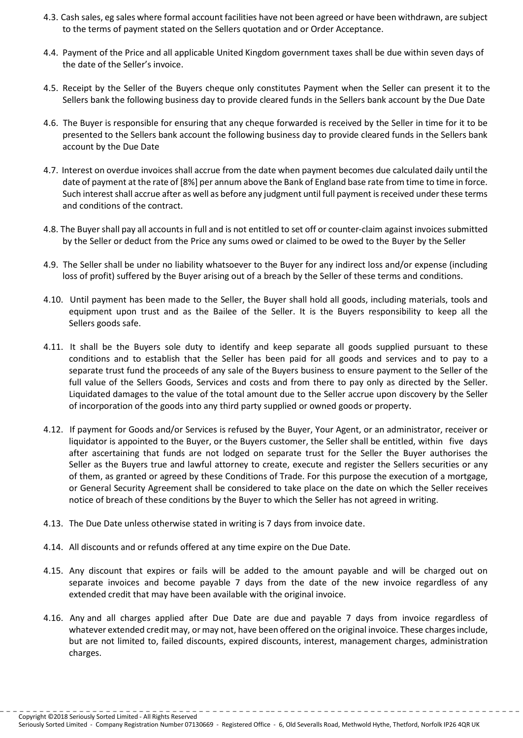4.3. Cash sales, eg sales where formal account facilities have not been agreed or have been withdrawn, are subject to the terms of payment stated on the Sellers quotation and or Order Acceptance.

4.4. Payment of the Price and all applicable United Kingdom government taxes shall be due within seven days of the date of the Seller's invoice.

4.5. Receipt by the Seller of the Buyers cheque only constitutes Payment when the Seller can present it to the Sellers bank the following business day to provide cleared funds in the Sellers bank account by the Due Date

4.6. The Buyer is responsible for ensuring that any cheque forwarded is received by the Seller in time for it to be presented to the Sellers bank account the following business day to provide cleared funds in the Sellers bank account by the Due Date

4.7. Interest on overdue invoices shall accrue from the date when payment becomes due calculated daily until the date of payment at the rate of [8%] per annum above the Bank of England base rate from time to time in force. Such interest shall accrue after as well as before any judgment until full payment is received under these terms and conditions of the contract.

4.8. The Buyer shall pay all accounts in full and is not entitled to set off or counter-claim against invoices submitted by the Seller or deduct from the Price any sums owed or claimed to be owed to the Buyer by the Seller

4.9. The Seller shall be under no liability whatsoever to the Buyer for any indirect loss and/or expense (including loss of profit) suffered by the Buyer arising out of a breach by the Seller of these terms and conditions.

4.10. Until payment has been made to the Seller, the Buyer shall hold all goods, including materials, tools and equipment upon trust and as the Bailee of the Seller. It is the Buyers responsibility to keep all the Sellers goods safe.

4.11. It shall be the Buyers sole duty to identify and keep separate all goods supplied pursuant to these conditions and to establish that the Seller has been paid for all goods and services and to pay to a separate trust fund the proceeds of any sale of the Buyers business to ensure payment to the Seller of the full value of the Sellers Goods, Services and costs and from there to pay only as directed by the Seller. Liquidated damages to the value of the total amount due to the Seller accrue upon discovery by the Seller of incorporation of the goods into any third party supplied or owned goods or property.

4.12. If payment for Goods and/or Services is refused by the Buyer, Your Agent, or an administrator, receiver or liquidator is appointed to the Buyer, or the Buyers customer, the Seller shall be entitled, within five days after ascertaining that funds are not lodged on separate trust for the Seller the Buyer authorises the Seller as the Buyers true and lawful attorney to create, execute and register the Sellers securities or any of them, as granted or agreed by these Conditions of Trade. For this purpose the execution of a mortgage, or General Security Agreement shall be considered to take place on the date on which the Seller receives notice of breach of these conditions by the Buyer to which the Seller has not agreed in writing.

4.13. The Due Date unless otherwise stated in writing is 7 days from invoice date.

4.14. All discounts and or refunds offered at any time expire on the Due Date.

4.15. Any discount that expires or fails will be added to the amount payable and will be charged out on separate invoices and become payable 7 days from the date of the new invoice regardless of any extended credit that may have been available with the original invoice.

4.16. Any and all charges applied after Due Date are due and payable 7 days from invoice regardless of whatever extended credit may, or may not, have been offered on the original invoice. These charges include, but are not limited to, failed discounts, expired discounts, interest, management charges, administration charges.

Copyright ©2018 Seriously Sorted Limited - All Rights Reserved
Seriously Sorted Limited - Company Registration Number 07130669 - Registered Office - 6, Old Severalls Road, Methwold Hythe, Thetford, Norfolk IP26 4QR UK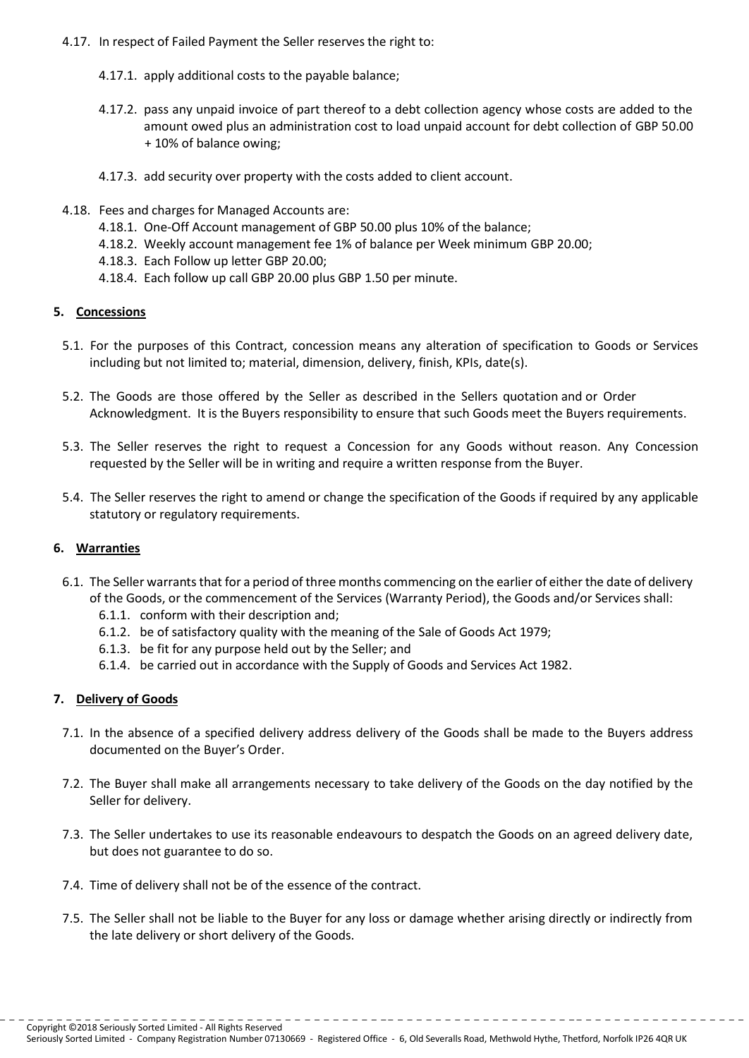4.17. In respect of Failed Payment the Seller reserves the right to:

4.17.1. apply additional costs to the payable balance;

4.17.2. pass any unpaid invoice of part thereof to a debt collection agency whose costs are added to the amount owed plus an administration cost to load unpaid account for debt collection of GBP 50.00 + 10% of balance owing;

4.17.3. add security over property with the costs added to client account.

4.18. Fees and charges for Managed Accounts are:

4.18.1. One-Off Account management of GBP 50.00 plus 10% of the balance;

4.18.2. Weekly account management fee 1% of balance per Week minimum GBP 20.00;

4.18.3. Each Follow up letter GBP 20.00;

4.18.4. Each follow up call GBP 20.00 plus GBP 1.50 per minute.

## 5. Concessions

5.1. For the purposes of this Contract, concession means any alteration of specification to Goods or Services including but not limited to; material, dimension, delivery, finish, KPIs, date(s).

5.2. The Goods are those offered by the Seller as described in the Sellers quotation and or Order Acknowledgment. It is the Buyers responsibility to ensure that such Goods meet the Buyers requirements.

5.3. The Seller reserves the right to request a Concession for any Goods without reason. Any Concession requested by the Seller will be in writing and require a written response from the Buyer.

5.4. The Seller reserves the right to amend or change the specification of the Goods if required by any applicable statutory or regulatory requirements.

## 6. Warranties

6.1. The Seller warrants that for a period of three months commencing on the earlier of either the date of delivery of the Goods, or the commencement of the Services (Warranty Period), the Goods and/or Services shall:

6.1.1. conform with their description and;

6.1.2. be of satisfactory quality with the meaning of the Sale of Goods Act 1979;

6.1.3. be fit for any purpose held out by the Seller; and

6.1.4. be carried out in accordance with the Supply of Goods and Services Act 1982.

## 7. Delivery of Goods

7.1. In the absence of a specified delivery address delivery of the Goods shall be made to the Buyers address documented on the Buyer's Order.

7.2. The Buyer shall make all arrangements necessary to take delivery of the Goods on the day notified by the Seller for delivery.

7.3. The Seller undertakes to use its reasonable endeavours to despatch the Goods on an agreed delivery date, but does not guarantee to do so.

7.4. Time of delivery shall not be of the essence of the contract.

7.5. The Seller shall not be liable to the Buyer for any loss or damage whether arising directly or indirectly from the late delivery or short delivery of the Goods.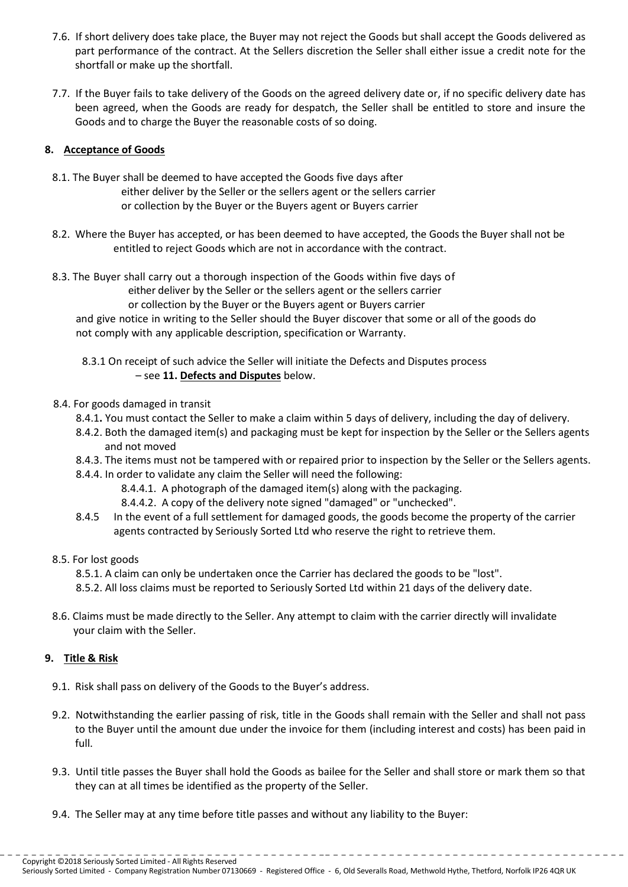7.6. If short delivery does take place, the Buyer may not reject the Goods but shall accept the Goods delivered as part performance of the contract. At the Sellers discretion the Seller shall either issue a credit note for the shortfall or make up the shortfall.

7.7. If the Buyer fails to take delivery of the Goods on the agreed delivery date or, if no specific delivery date has been agreed, when the Goods are ready for despatch, the Seller shall be entitled to store and insure the Goods and to charge the Buyer the reasonable costs of so doing.

## 8. Acceptance of Goods

8.1. The Buyer shall be deemed to have accepted the Goods five days after
either deliver by the Seller or the sellers agent or the sellers carrier
or collection by the Buyer or the Buyers agent or Buyers carrier

8.2. Where the Buyer has accepted, or has been deemed to have accepted, the Goods the Buyer shall not be entitled to reject Goods which are not in accordance with the contract.

8.3. The Buyer shall carry out a thorough inspection of the Goods within five days of
either deliver by the Seller or the sellers agent or the sellers carrier
or collection by the Buyer or the Buyers agent or Buyers carrier
and give notice in writing to the Seller should the Buyer discover that some or all of the goods do not comply with any applicable description, specification or Warranty.

8.3.1 On receipt of such advice the Seller will initiate the Defects and Disputes process – see **11. Defects and Disputes** below.

8.4. For goods damaged in transit

8.4.1**.** You must contact the Seller to make a claim within 5 days of delivery, including the day of delivery.

8.4.2. Both the damaged item(s) and packaging must be kept for inspection by the Seller or the Sellers agents and not moved

8.4.3. The items must not be tampered with or repaired prior to inspection by the Seller or the Sellers agents.

8.4.4. In order to validate any claim the Seller will need the following:

8.4.4.1. A photograph of the damaged item(s) along with the packaging.

8.4.4.2. A copy of the delivery note signed "damaged" or "unchecked".

8.4.5 In the event of a full settlement for damaged goods, the goods become the property of the carrier agents contracted by Seriously Sorted Ltd who reserve the right to retrieve them.

8.5. For lost goods

8.5.1. A claim can only be undertaken once the Carrier has declared the goods to be "lost".

8.5.2. All loss claims must be reported to Seriously Sorted Ltd within 21 days of the delivery date.

8.6. Claims must be made directly to the Seller. Any attempt to claim with the carrier directly will invalidate your claim with the Seller.

## 9. Title & Risk

9.1. Risk shall pass on delivery of the Goods to the Buyer's address.

9.2. Notwithstanding the earlier passing of risk, title in the Goods shall remain with the Seller and shall not pass to the Buyer until the amount due under the invoice for them (including interest and costs) has been paid in full.

9.3. Until title passes the Buyer shall hold the Goods as bailee for the Seller and shall store or mark them so that they can at all times be identified as the property of the Seller.

9.4. The Seller may at any time before title passes and without any liability to the Buyer: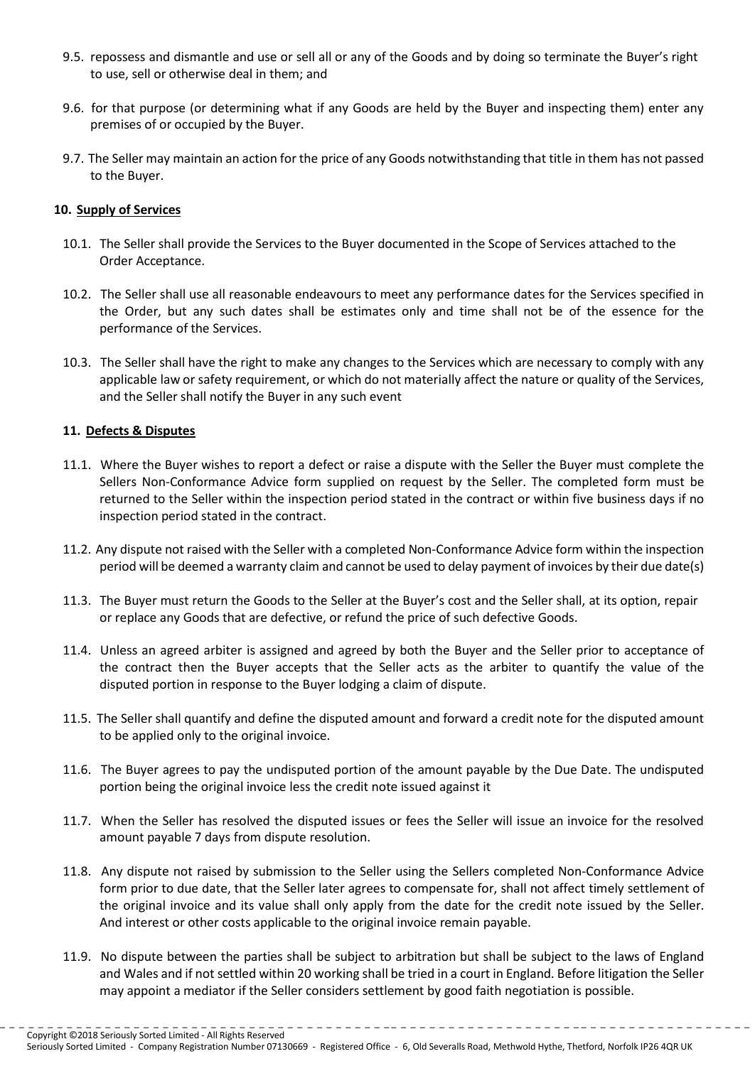9.5. repossess and dismantle and use or sell all or any of the Goods and by doing so terminate the Buyer's right to use, sell or otherwise deal in them; and

9.6. for that purpose (or determining what if any Goods are held by the Buyer and inspecting them) enter any premises of or occupied by the Buyer.

9.7. The Seller may maintain an action for the price of any Goods notwithstanding that title in them has not passed to the Buyer.

**10. Supply of Services**

10.1. The Seller shall provide the Services to the Buyer documented in the Scope of Services attached to the Order Acceptance.

10.2. The Seller shall use all reasonable endeavours to meet any performance dates for the Services specified in the Order, but any such dates shall be estimates only and time shall not be of the essence for the performance of the Services.

10.3. The Seller shall have the right to make any changes to the Services which are necessary to comply with any applicable law or safety requirement, or which do not materially affect the nature or quality of the Services, and the Seller shall notify the Buyer in any such event

**11. Defects & Disputes**

11.1. Where the Buyer wishes to report a defect or raise a dispute with the Seller the Buyer must complete the Sellers Non-Conformance Advice form supplied on request by the Seller. The completed form must be returned to the Seller within the inspection period stated in the contract or within five business days if no inspection period stated in the contract.

11.2. Any dispute not raised with the Seller with a completed Non-Conformance Advice form within the inspection period will be deemed a warranty claim and cannot be used to delay payment of invoices by their due date(s)

11.3. The Buyer must return the Goods to the Seller at the Buyer's cost and the Seller shall, at its option, repair or replace any Goods that are defective, or refund the price of such defective Goods.

11.4. Unless an agreed arbiter is assigned and agreed by both the Buyer and the Seller prior to acceptance of the contract then the Buyer accepts that the Seller acts as the arbiter to quantify the value of the disputed portion in response to the Buyer lodging a claim of dispute.

11.5. The Seller shall quantify and define the disputed amount and forward a credit note for the disputed amount to be applied only to the original invoice.

11.6. The Buyer agrees to pay the undisputed portion of the amount payable by the Due Date. The undisputed portion being the original invoice less the credit note issued against it

11.7. When the Seller has resolved the disputed issues or fees the Seller will issue an invoice for the resolved amount payable 7 days from dispute resolution.

11.8. Any dispute not raised by submission to the Seller using the Sellers completed Non-Conformance Advice form prior to due date, that the Seller later agrees to compensate for, shall not affect timely settlement of the original invoice and its value shall only apply from the date for the credit note issued by the Seller. And interest or other costs applicable to the original invoice remain payable.

11.9. No dispute between the parties shall be subject to arbitration but shall be subject to the laws of England and Wales and if not settled within 20 working shall be tried in a court in England. Before litigation the Seller may appoint a mediator if the Seller considers settlement by good faith negotiation is possible.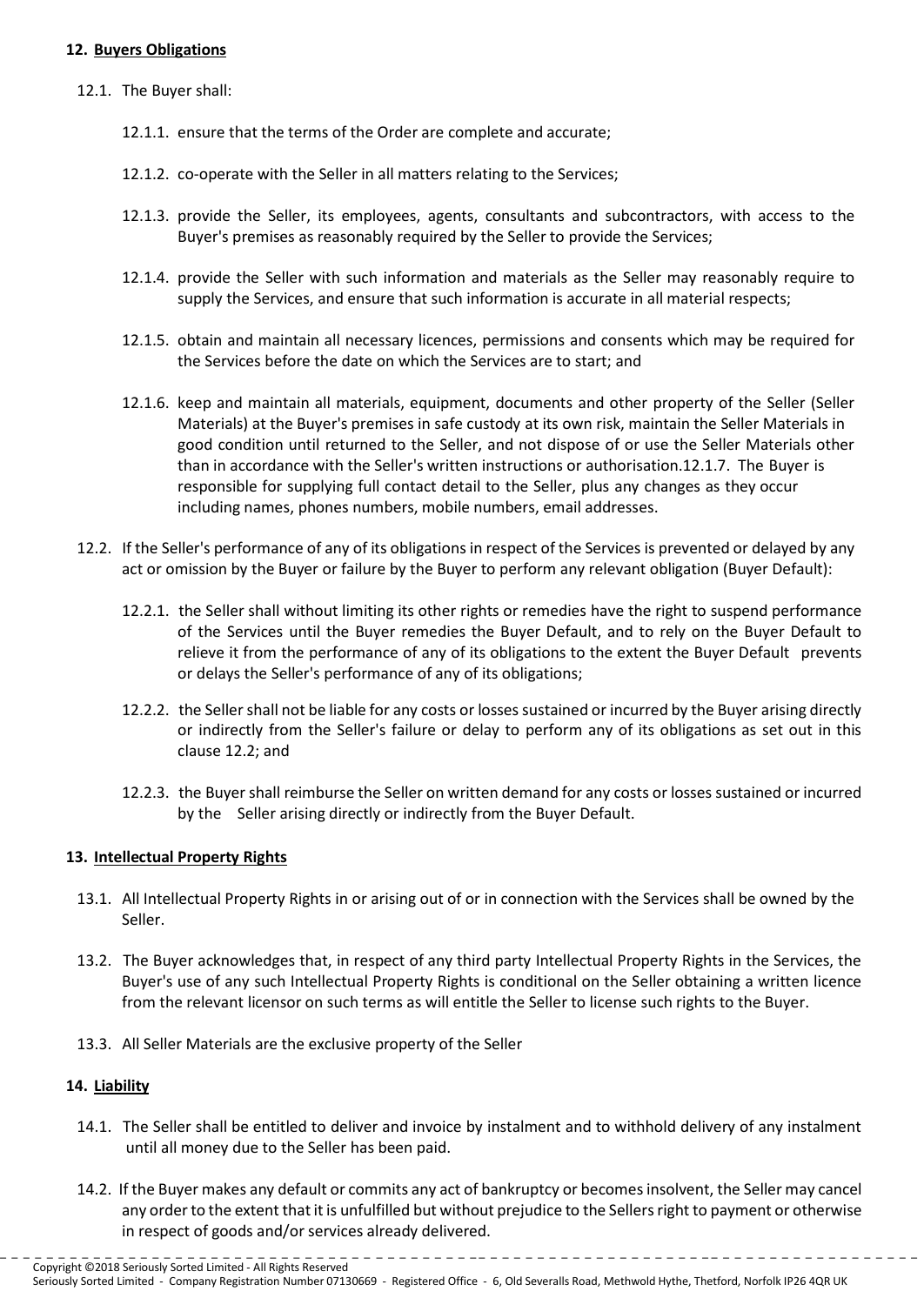## 12. Buyers Obligations

12.1. The Buyer shall:

12.1.1. ensure that the terms of the Order are complete and accurate;

12.1.2. co-operate with the Seller in all matters relating to the Services;

12.1.3. provide the Seller, its employees, agents, consultants and subcontractors, with access to the Buyer's premises as reasonably required by the Seller to provide the Services;

12.1.4. provide the Seller with such information and materials as the Seller may reasonably require to supply the Services, and ensure that such information is accurate in all material respects;

12.1.5. obtain and maintain all necessary licences, permissions and consents which may be required for the Services before the date on which the Services are to start; and

12.1.6. keep and maintain all materials, equipment, documents and other property of the Seller (Seller Materials) at the Buyer's premises in safe custody at its own risk, maintain the Seller Materials in good condition until returned to the Seller, and not dispose of or use the Seller Materials other than in accordance with the Seller's written instructions or authorisation.12.1.7. The Buyer is responsible for supplying full contact detail to the Seller, plus any changes as they occur including names, phones numbers, mobile numbers, email addresses.

12.2. If the Seller's performance of any of its obligations in respect of the Services is prevented or delayed by any act or omission by the Buyer or failure by the Buyer to perform any relevant obligation (Buyer Default):

12.2.1. the Seller shall without limiting its other rights or remedies have the right to suspend performance of the Services until the Buyer remedies the Buyer Default, and to rely on the Buyer Default to relieve it from the performance of any of its obligations to the extent the Buyer Default prevents or delays the Seller's performance of any of its obligations;

12.2.2. the Seller shall not be liable for any costs or losses sustained or incurred by the Buyer arising directly or indirectly from the Seller's failure or delay to perform any of its obligations as set out in this clause 12.2; and

12.2.3. the Buyer shall reimburse the Seller on written demand for any costs or losses sustained or incurred by the Seller arising directly or indirectly from the Buyer Default.

## 13. Intellectual Property Rights

13.1. All Intellectual Property Rights in or arising out of or in connection with the Services shall be owned by the Seller.

13.2. The Buyer acknowledges that, in respect of any third party Intellectual Property Rights in the Services, the Buyer's use of any such Intellectual Property Rights is conditional on the Seller obtaining a written licence from the relevant licensor on such terms as will entitle the Seller to license such rights to the Buyer.

13.3. All Seller Materials are the exclusive property of the Seller

## 14. Liability

14.1. The Seller shall be entitled to deliver and invoice by instalment and to withhold delivery of any instalment until all money due to the Seller has been paid.

14.2. If the Buyer makes any default or commits any act of bankruptcy or becomes insolvent, the Seller may cancel any order to the extent that it is unfulfilled but without prejudice to the Sellers right to payment or otherwise in respect of goods and/or services already delivered.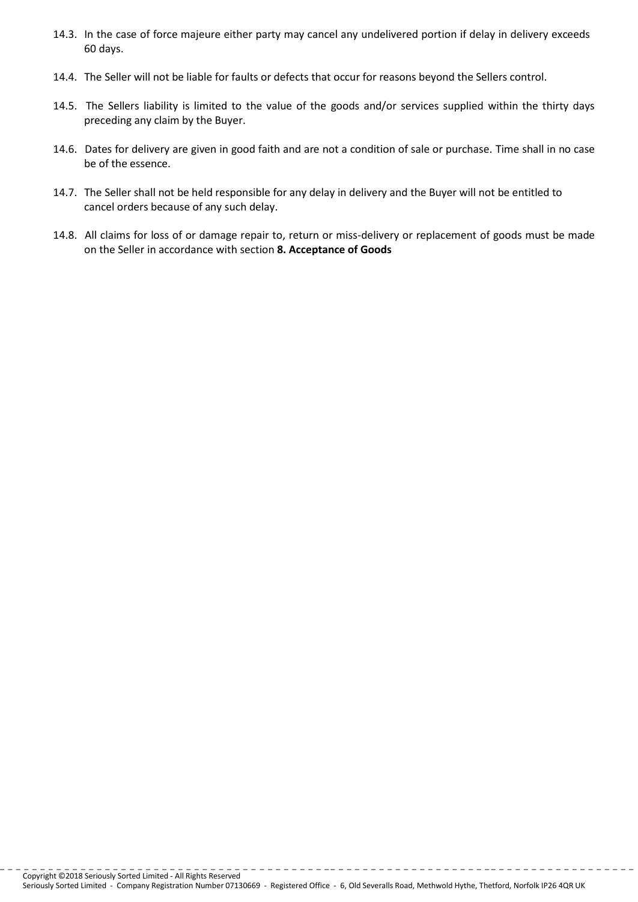14.3. In the case of force majeure either party may cancel any undelivered portion if delay in delivery exceeds 60 days.

14.4. The Seller will not be liable for faults or defects that occur for reasons beyond the Sellers control.

14.5. The Sellers liability is limited to the value of the goods and/or services supplied within the thirty days preceding any claim by the Buyer.

14.6. Dates for delivery are given in good faith and are not a condition of sale or purchase. Time shall in no case be of the essence.

14.7. The Seller shall not be held responsible for any delay in delivery and the Buyer will not be entitled to cancel orders because of any such delay.

14.8. All claims for loss of or damage repair to, return or miss-delivery or replacement of goods must be made on the Seller in accordance with section **8. Acceptance of Goods**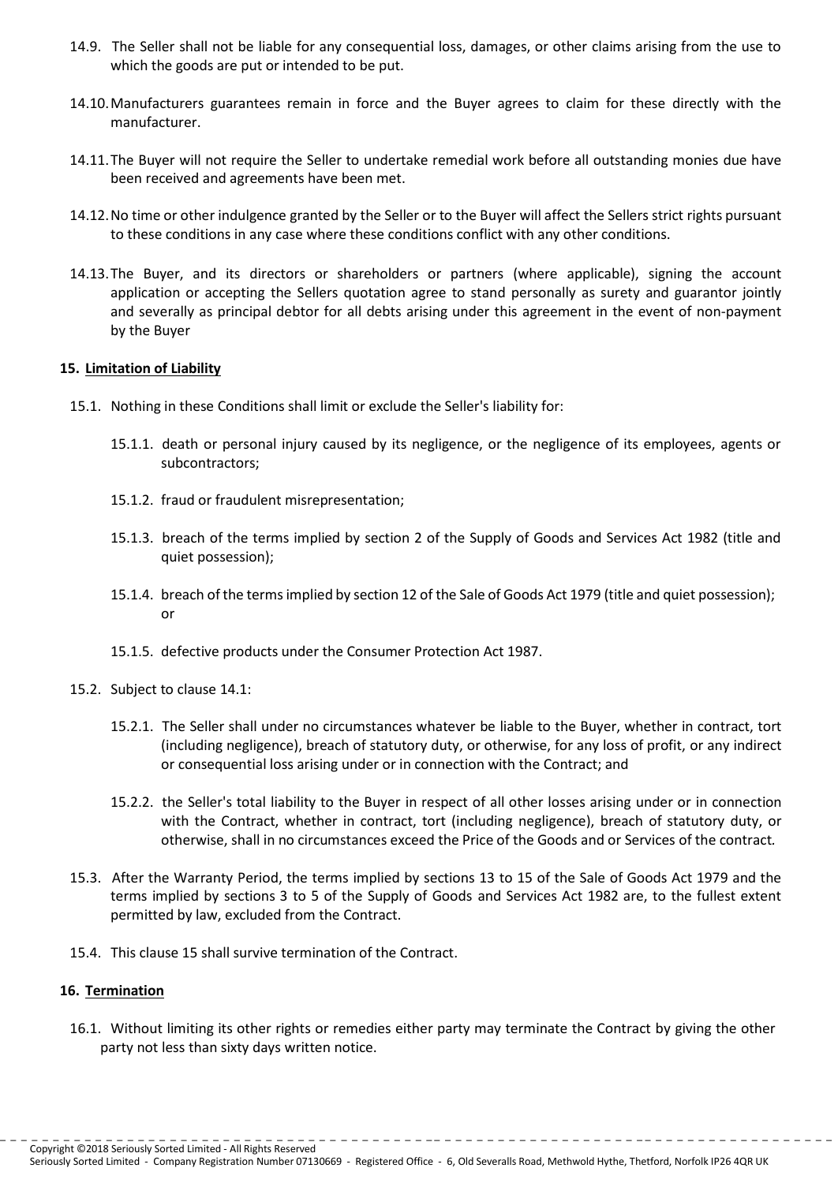14.9. The Seller shall not be liable for any consequential loss, damages, or other claims arising from the use to which the goods are put or intended to be put.

14.10. Manufacturers guarantees remain in force and the Buyer agrees to claim for these directly with the manufacturer.

14.11. The Buyer will not require the Seller to undertake remedial work before all outstanding monies due have been received and agreements have been met.

14.12. No time or other indulgence granted by the Seller or to the Buyer will affect the Sellers strict rights pursuant to these conditions in any case where these conditions conflict with any other conditions.

14.13. The Buyer, and its directors or shareholders or partners (where applicable), signing the account application or accepting the Sellers quotation agree to stand personally as surety and guarantor jointly and severally as principal debtor for all debts arising under this agreement in the event of non-payment by the Buyer

## 15. Limitation of Liability

15.1. Nothing in these Conditions shall limit or exclude the Seller's liability for:

15.1.1. death or personal injury caused by its negligence, or the negligence of its employees, agents or subcontractors;

15.1.2. fraud or fraudulent misrepresentation;

15.1.3. breach of the terms implied by section 2 of the Supply of Goods and Services Act 1982 (title and quiet possession);

15.1.4. breach of the terms implied by section 12 of the Sale of Goods Act 1979 (title and quiet possession); or

15.1.5. defective products under the Consumer Protection Act 1987.

15.2. Subject to clause 14.1:

15.2.1. The Seller shall under no circumstances whatever be liable to the Buyer, whether in contract, tort (including negligence), breach of statutory duty, or otherwise, for any loss of profit, or any indirect or consequential loss arising under or in connection with the Contract; and

15.2.2. the Seller's total liability to the Buyer in respect of all other losses arising under or in connection with the Contract, whether in contract, tort (including negligence), breach of statutory duty, or otherwise, shall in no circumstances exceed the Price of the Goods and or Services of the contract.

15.3. After the Warranty Period, the terms implied by sections 13 to 15 of the Sale of Goods Act 1979 and the terms implied by sections 3 to 5 of the Supply of Goods and Services Act 1982 are, to the fullest extent permitted by law, excluded from the Contract.

15.4. This clause 15 shall survive termination of the Contract.

## 16. Termination

16.1. Without limiting its other rights or remedies either party may terminate the Contract by giving the other party not less than sixty days written notice.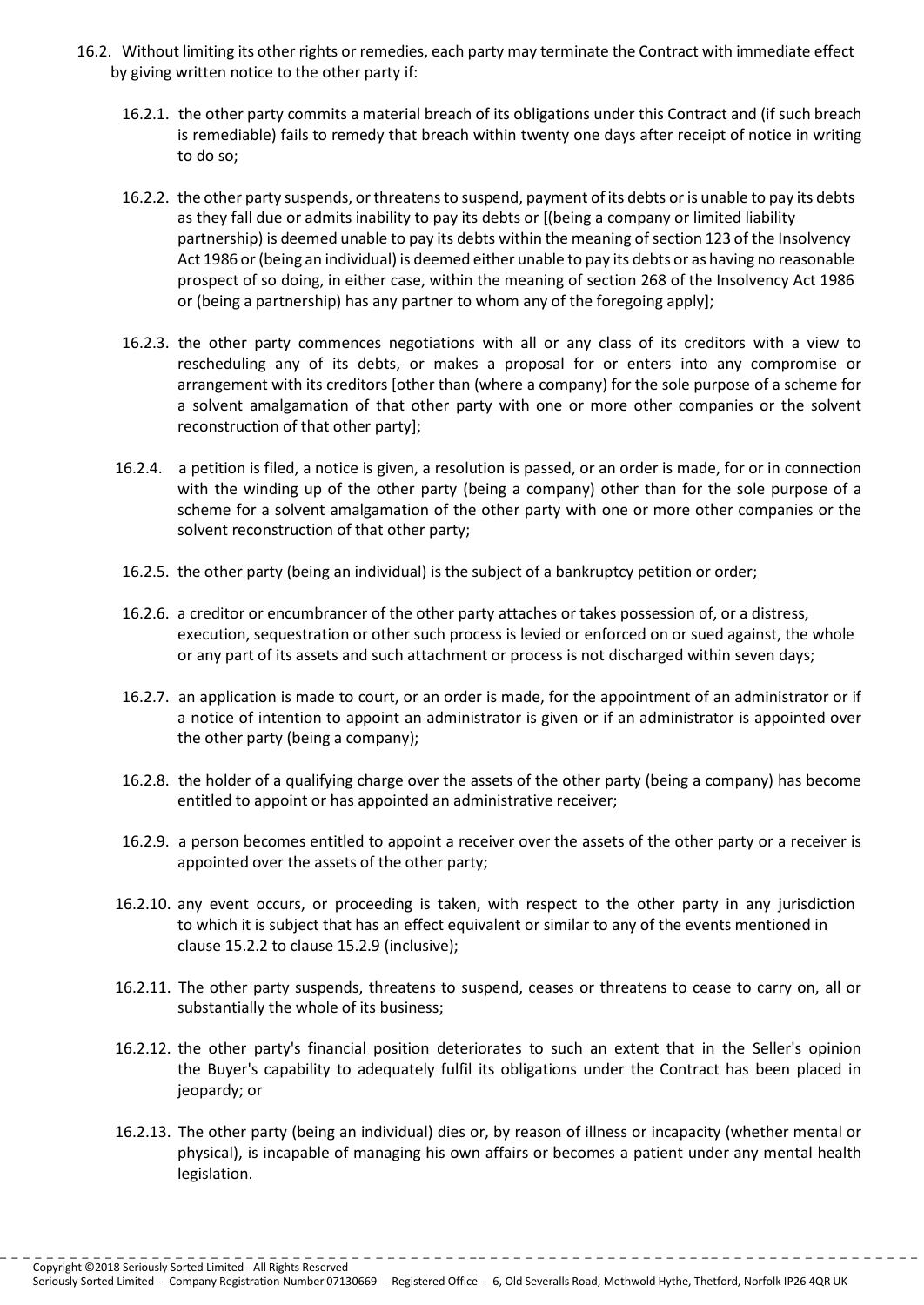16.2. Without limiting its other rights or remedies, each party may terminate the Contract with immediate effect by giving written notice to the other party if:

16.2.1. the other party commits a material breach of its obligations under this Contract and (if such breach is remediable) fails to remedy that breach within twenty one days after receipt of notice in writing to do so;

16.2.2. the other party suspends, or threatens to suspend, payment of its debts or is unable to pay its debts as they fall due or admits inability to pay its debts or [(being a company or limited liability partnership) is deemed unable to pay its debts within the meaning of section 123 of the Insolvency Act 1986 or (being an individual) is deemed either unable to pay its debts or as having no reasonable prospect of so doing, in either case, within the meaning of section 268 of the Insolvency Act 1986 or (being a partnership) has any partner to whom any of the foregoing apply];

16.2.3. the other party commences negotiations with all or any class of its creditors with a view to rescheduling any of its debts, or makes a proposal for or enters into any compromise or arrangement with its creditors [other than (where a company) for the sole purpose of a scheme for a solvent amalgamation of that other party with one or more other companies or the solvent reconstruction of that other party];

16.2.4. a petition is filed, a notice is given, a resolution is passed, or an order is made, for or in connection with the winding up of the other party (being a company) other than for the sole purpose of a scheme for a solvent amalgamation of the other party with one or more other companies or the solvent reconstruction of that other party;

16.2.5. the other party (being an individual) is the subject of a bankruptcy petition or order;

16.2.6. a creditor or encumbrancer of the other party attaches or takes possession of, or a distress, execution, sequestration or other such process is levied or enforced on or sued against, the whole or any part of its assets and such attachment or process is not discharged within seven days;

16.2.7. an application is made to court, or an order is made, for the appointment of an administrator or if a notice of intention to appoint an administrator is given or if an administrator is appointed over the other party (being a company);

16.2.8. the holder of a qualifying charge over the assets of the other party (being a company) has become entitled to appoint or has appointed an administrative receiver;

16.2.9. a person becomes entitled to appoint a receiver over the assets of the other party or a receiver is appointed over the assets of the other party;

16.2.10. any event occurs, or proceeding is taken, with respect to the other party in any jurisdiction to which it is subject that has an effect equivalent or similar to any of the events mentioned in clause 15.2.2 to clause 15.2.9 (inclusive);

16.2.11. The other party suspends, threatens to suspend, ceases or threatens to cease to carry on, all or substantially the whole of its business;

16.2.12. the other party's financial position deteriorates to such an extent that in the Seller's opinion the Buyer's capability to adequately fulfil its obligations under the Contract has been placed in jeopardy; or

16.2.13. The other party (being an individual) dies or, by reason of illness or incapacity (whether mental or physical), is incapable of managing his own affairs or becomes a patient under any mental health legislation.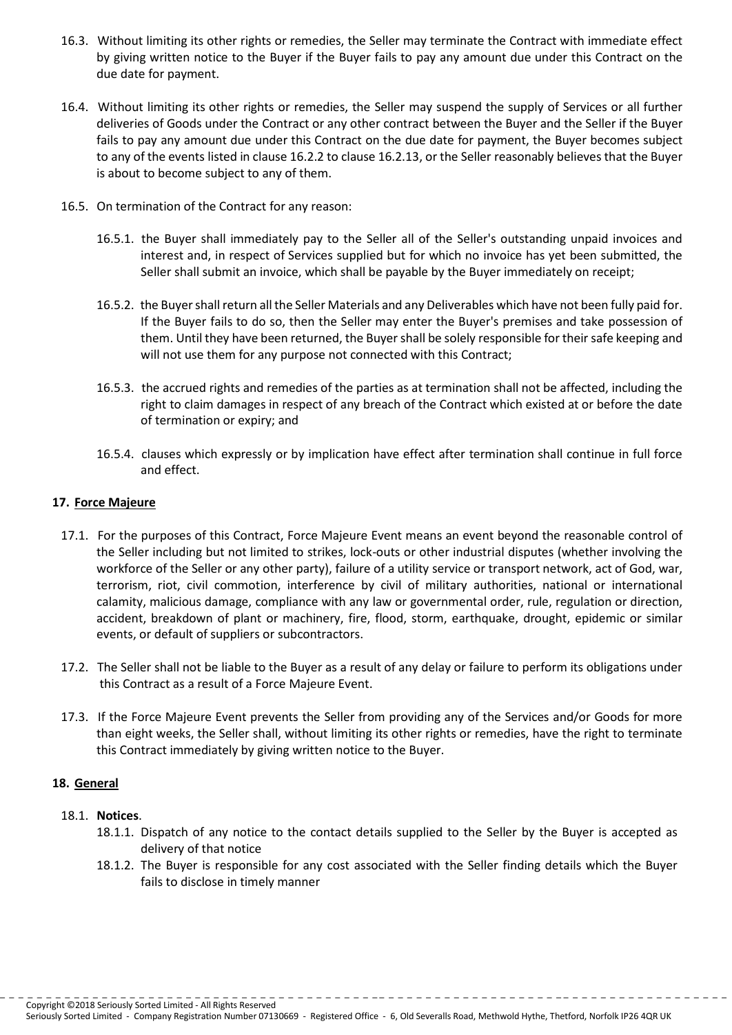16.3. Without limiting its other rights or remedies, the Seller may terminate the Contract with immediate effect by giving written notice to the Buyer if the Buyer fails to pay any amount due under this Contract on the due date for payment.

16.4. Without limiting its other rights or remedies, the Seller may suspend the supply of Services or all further deliveries of Goods under the Contract or any other contract between the Buyer and the Seller if the Buyer fails to pay any amount due under this Contract on the due date for payment, the Buyer becomes subject to any of the events listed in clause 16.2.2 to clause 16.2.13, or the Seller reasonably believes that the Buyer is about to become subject to any of them.

16.5. On termination of the Contract for any reason:

16.5.1. the Buyer shall immediately pay to the Seller all of the Seller's outstanding unpaid invoices and interest and, in respect of Services supplied but for which no invoice has yet been submitted, the Seller shall submit an invoice, which shall be payable by the Buyer immediately on receipt;

16.5.2. the Buyer shall return all the Seller Materials and any Deliverables which have not been fully paid for. If the Buyer fails to do so, then the Seller may enter the Buyer's premises and take possession of them. Until they have been returned, the Buyer shall be solely responsible for their safe keeping and will not use them for any purpose not connected with this Contract;

16.5.3. the accrued rights and remedies of the parties as at termination shall not be affected, including the right to claim damages in respect of any breach of the Contract which existed at or before the date of termination or expiry; and

16.5.4. clauses which expressly or by implication have effect after termination shall continue in full force and effect.

**17. Force Majeure**

17.1. For the purposes of this Contract, Force Majeure Event means an event beyond the reasonable control of the Seller including but not limited to strikes, lock-outs or other industrial disputes (whether involving the workforce of the Seller or any other party), failure of a utility service or transport network, act of God, war, terrorism, riot, civil commotion, interference by civil of military authorities, national or international calamity, malicious damage, compliance with any law or governmental order, rule, regulation or direction, accident, breakdown of plant or machinery, fire, flood, storm, earthquake, drought, epidemic or similar events, or default of suppliers or subcontractors.

17.2. The Seller shall not be liable to the Buyer as a result of any delay or failure to perform its obligations under this Contract as a result of a Force Majeure Event.

17.3. If the Force Majeure Event prevents the Seller from providing any of the Services and/or Goods for more than eight weeks, the Seller shall, without limiting its other rights or remedies, have the right to terminate this Contract immediately by giving written notice to the Buyer.

**18. General**

18.1. **Notices**.

18.1.1. Dispatch of any notice to the contact details supplied to the Seller by the Buyer is accepted as delivery of that notice

18.1.2. The Buyer is responsible for any cost associated with the Seller finding details which the Buyer fails to disclose in timely manner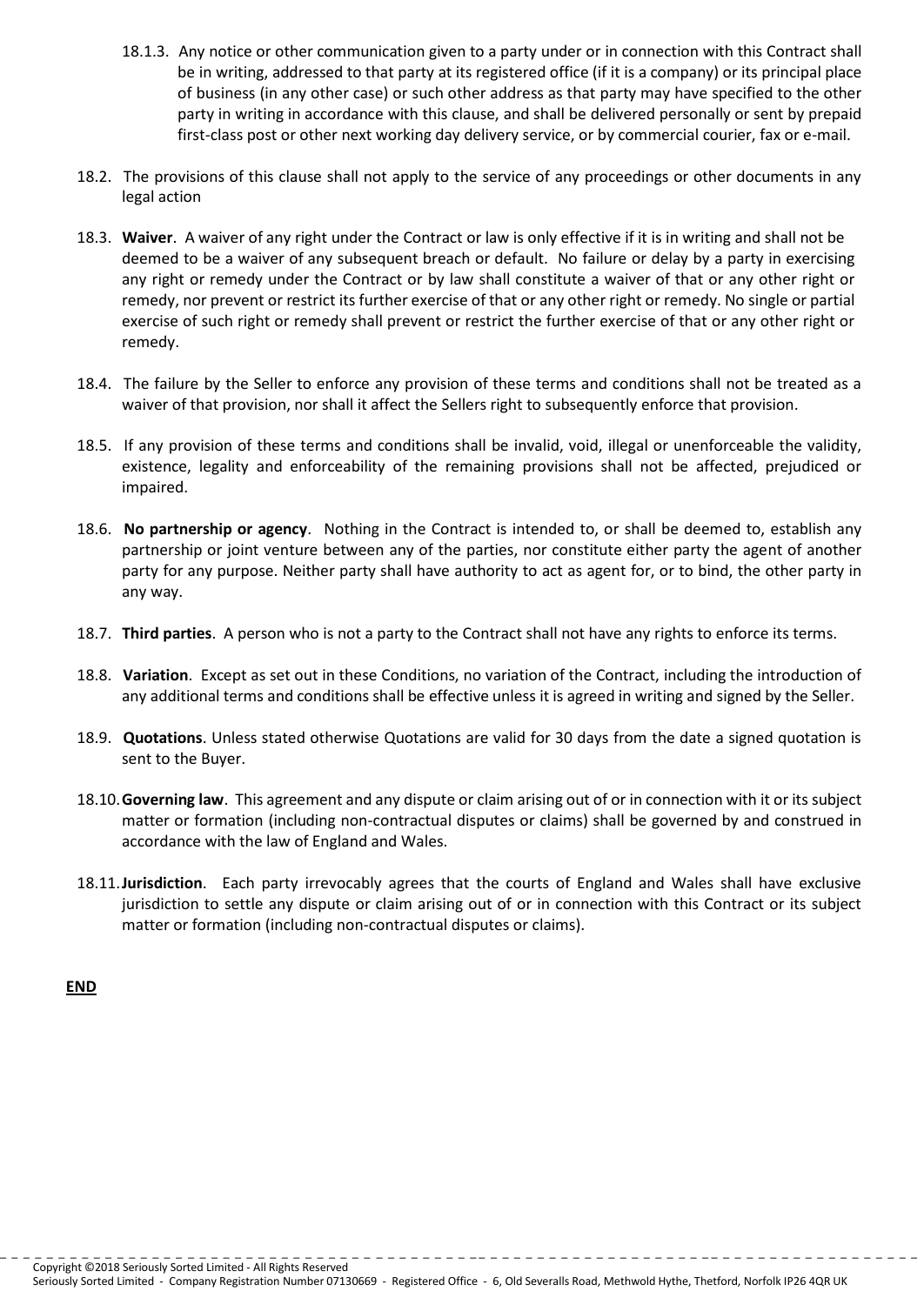18.1.3. Any notice or other communication given to a party under or in connection with this Contract shall be in writing, addressed to that party at its registered office (if it is a company) or its principal place of business (in any other case) or such other address as that party may have specified to the other party in writing in accordance with this clause, and shall be delivered personally or sent by prepaid first-class post or other next working day delivery service, or by commercial courier, fax or e-mail.

18.2. The provisions of this clause shall not apply to the service of any proceedings or other documents in any legal action

18.3. **Waiver**. A waiver of any right under the Contract or law is only effective if it is in writing and shall not be deemed to be a waiver of any subsequent breach or default. No failure or delay by a party in exercising any right or remedy under the Contract or by law shall constitute a waiver of that or any other right or remedy, nor prevent or restrict its further exercise of that or any other right or remedy. No single or partial exercise of such right or remedy shall prevent or restrict the further exercise of that or any other right or remedy.

18.4. The failure by the Seller to enforce any provision of these terms and conditions shall not be treated as a waiver of that provision, nor shall it affect the Sellers right to subsequently enforce that provision.

18.5. If any provision of these terms and conditions shall be invalid, void, illegal or unenforceable the validity, existence, legality and enforceability of the remaining provisions shall not be affected, prejudiced or impaired.

18.6. **No partnership or agency**. Nothing in the Contract is intended to, or shall be deemed to, establish any partnership or joint venture between any of the parties, nor constitute either party the agent of another party for any purpose. Neither party shall have authority to act as agent for, or to bind, the other party in any way.

18.7. **Third parties**. A person who is not a party to the Contract shall not have any rights to enforce its terms.

18.8. **Variation**. Except as set out in these Conditions, no variation of the Contract, including the introduction of any additional terms and conditions shall be effective unless it is agreed in writing and signed by the Seller.

18.9. **Quotations**. Unless stated otherwise Quotations are valid for 30 days from the date a signed quotation is sent to the Buyer.

18.10. **Governing law**. This agreement and any dispute or claim arising out of or in connection with it or its subject matter or formation (including non-contractual disputes or claims) shall be governed by and construed in accordance with the law of England and Wales.

18.11. **Jurisdiction**. Each party irrevocably agrees that the courts of England and Wales shall have exclusive jurisdiction to settle any dispute or claim arising out of or in connection with this Contract or its subject matter or formation (including non-contractual disputes or claims).

**END**